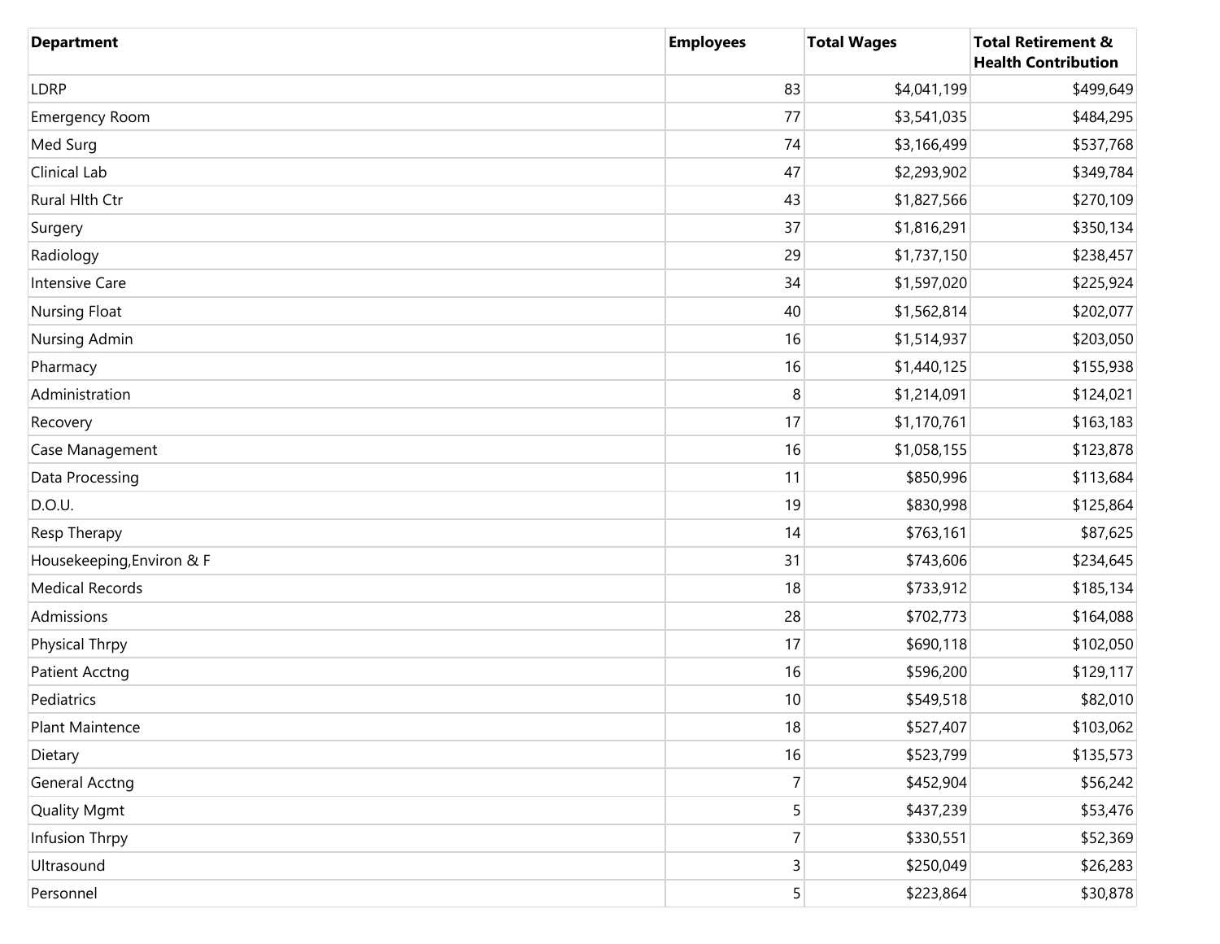| Department | Employees | Total Wages | Total Retirement & Health Contribution |
|---|---|---|---|
| LDRP | 83 | $4,041,199 | $499,649 |
| Emergency Room | 77 | $3,541,035 | $484,295 |
| Med Surg | 74 | $3,166,499 | $537,768 |
| Clinical Lab | 47 | $2,293,902 | $349,784 |
| Rural Hlth Ctr | 43 | $1,827,566 | $270,109 |
| Surgery | 37 | $1,816,291 | $350,134 |
| Radiology | 29 | $1,737,150 | $238,457 |
| Intensive Care | 34 | $1,597,020 | $225,924 |
| Nursing Float | 40 | $1,562,814 | $202,077 |
| Nursing Admin | 16 | $1,514,937 | $203,050 |
| Pharmacy | 16 | $1,440,125 | $155,938 |
| Administration | 8 | $1,214,091 | $124,021 |
| Recovery | 17 | $1,170,761 | $163,183 |
| Case Management | 16 | $1,058,155 | $123,878 |
| Data Processing | 11 | $850,996 | $113,684 |
| D.O.U. | 19 | $830,998 | $125,864 |
| Resp Therapy | 14 | $763,161 | $87,625 |
| Housekeeping,Environ & F | 31 | $743,606 | $234,645 |
| Medical Records | 18 | $733,912 | $185,134 |
| Admissions | 28 | $702,773 | $164,088 |
| Physical Thrpy | 17 | $690,118 | $102,050 |
| Patient Acctng | 16 | $596,200 | $129,117 |
| Pediatrics | 10 | $549,518 | $82,010 |
| Plant Maintence | 18 | $527,407 | $103,062 |
| Dietary | 16 | $523,799 | $135,573 |
| General Acctng | 7 | $452,904 | $56,242 |
| Quality Mgmt | 5 | $437,239 | $53,476 |
| Infusion Thrpy | 7 | $330,551 | $52,369 |
| Ultrasound | 3 | $250,049 | $26,283 |
| Personnel | 5 | $223,864 | $30,878 |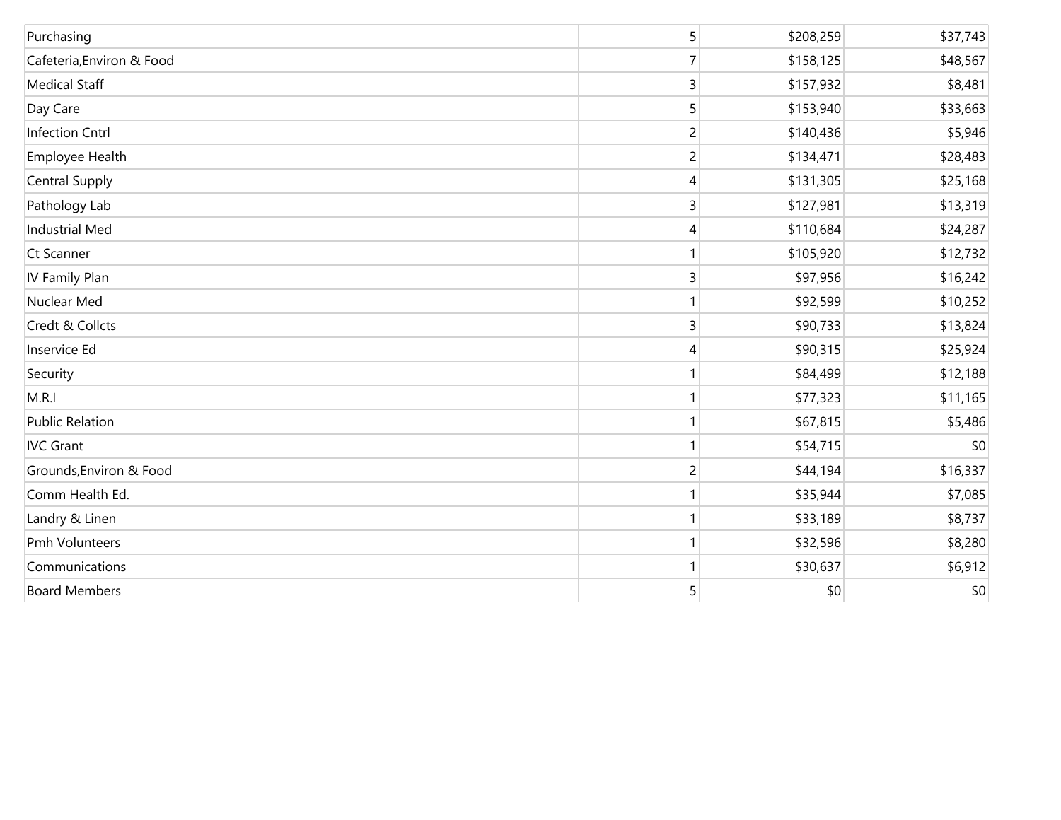| | | | |
|---|---|---|---|
| Purchasing | 5 | $208,259 | $37,743 |
| Cafeteria,Environ & Food | 7 | $158,125 | $48,567 |
| Medical Staff | 3 | $157,932 | $8,481 |
| Day Care | 5 | $153,940 | $33,663 |
| Infection Cntrl | 2 | $140,436 | $5,946 |
| Employee Health | 2 | $134,471 | $28,483 |
| Central Supply | 4 | $131,305 | $25,168 |
| Pathology Lab | 3 | $127,981 | $13,319 |
| Industrial Med | 4 | $110,684 | $24,287 |
| Ct Scanner | 1 | $105,920 | $12,732 |
| IV Family Plan | 3 | $97,956 | $16,242 |
| Nuclear Med | 1 | $92,599 | $10,252 |
| Credt & Collcts | 3 | $90,733 | $13,824 |
| Inservice Ed | 4 | $90,315 | $25,924 |
| Security | 1 | $84,499 | $12,188 |
| M.R.I | 1 | $77,323 | $11,165 |
| Public Relation | 1 | $67,815 | $5,486 |
| IVC Grant | 1 | $54,715 | $0 |
| Grounds,Environ & Food | 2 | $44,194 | $16,337 |
| Comm Health Ed. | 1 | $35,944 | $7,085 |
| Landry & Linen | 1 | $33,189 | $8,737 |
| Pmh Volunteers | 1 | $32,596 | $8,280 |
| Communications | 1 | $30,637 | $6,912 |
| Board Members | 5 | $0 | $0 |